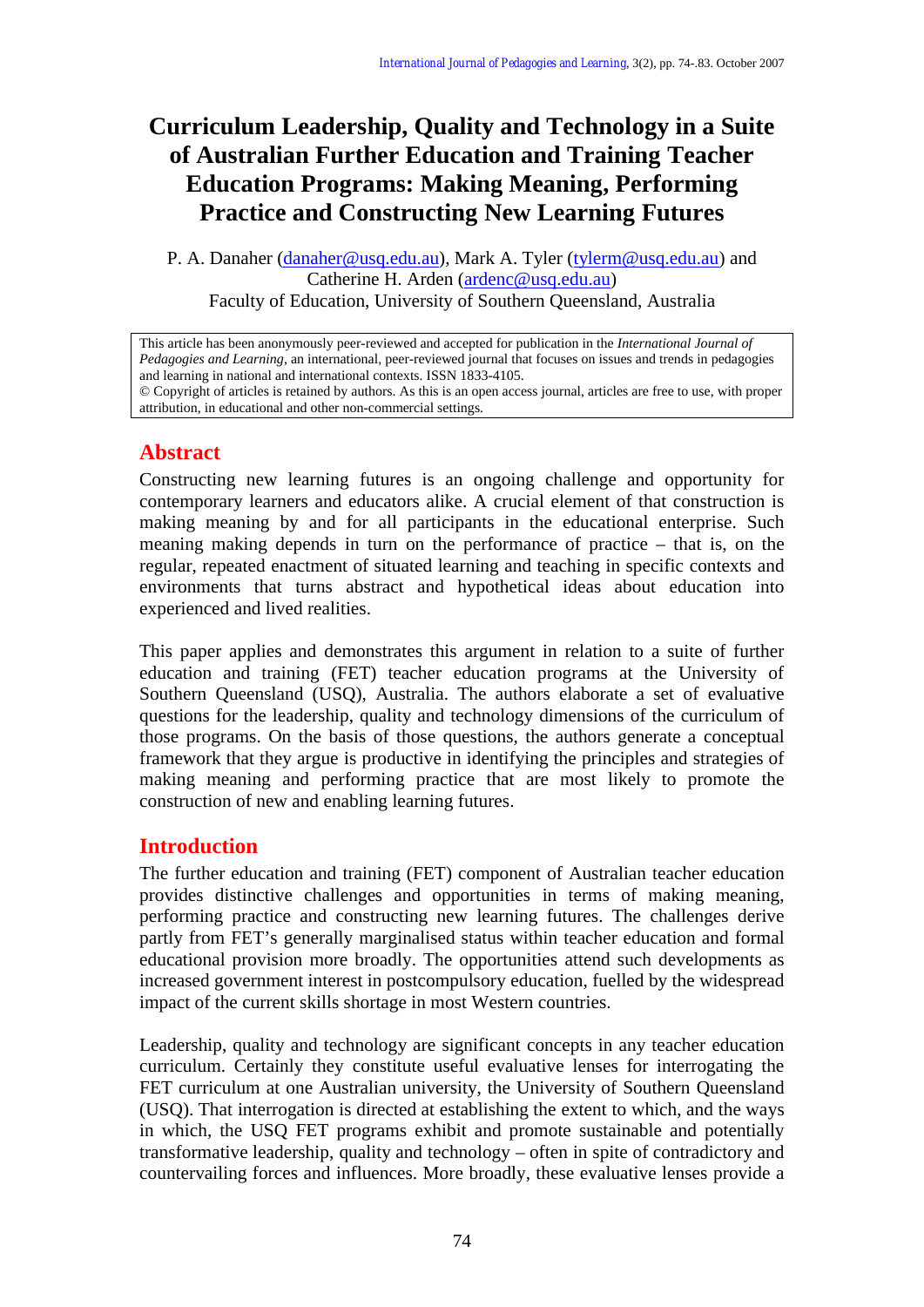# Curriculum Leadership, Quality and Technology in a Suite of Australian Further Education and Training Teacher Education Programs: Making Meaning, Performing Practice and Constructing New Learning Futures

P. A. Danaher (danaher@usq.edu.au), Mark A. Tyler (tylerm@usq.edu.au) and Catherine H. Arden (ardenc@usq.edu.au)
Faculty of Education, University of Southern Queensland, Australia

This article has been anonymously peer-reviewed and accepted for publication in the *International Journal of Pedagogies and Learning*, an international, peer-reviewed journal that focuses on issues and trends in pedagogies and learning in national and international contexts. ISSN 1833-4105.
© Copyright of articles is retained by authors. As this is an open access journal, articles are free to use, with proper attribution, in educational and other non-commercial settings.

## Abstract

Constructing new learning futures is an ongoing challenge and opportunity for contemporary learners and educators alike. A crucial element of that construction is making meaning by and for all participants in the educational enterprise. Such meaning making depends in turn on the performance of practice – that is, on the regular, repeated enactment of situated learning and teaching in specific contexts and environments that turns abstract and hypothetical ideas about education into experienced and lived realities.

This paper applies and demonstrates this argument in relation to a suite of further education and training (FET) teacher education programs at the University of Southern Queensland (USQ), Australia. The authors elaborate a set of evaluative questions for the leadership, quality and technology dimensions of the curriculum of those programs. On the basis of those questions, the authors generate a conceptual framework that they argue is productive in identifying the principles and strategies of making meaning and performing practice that are most likely to promote the construction of new and enabling learning futures.

## Introduction

The further education and training (FET) component of Australian teacher education provides distinctive challenges and opportunities in terms of making meaning, performing practice and constructing new learning futures. The challenges derive partly from FET's generally marginalised status within teacher education and formal educational provision more broadly. The opportunities attend such developments as increased government interest in postcompulsory education, fuelled by the widespread impact of the current skills shortage in most Western countries.

Leadership, quality and technology are significant concepts in any teacher education curriculum. Certainly they constitute useful evaluative lenses for interrogating the FET curriculum at one Australian university, the University of Southern Queensland (USQ). That interrogation is directed at establishing the extent to which, and the ways in which, the USQ FET programs exhibit and promote sustainable and potentially transformative leadership, quality and technology – often in spite of contradictory and countervailing forces and influences. More broadly, these evaluative lenses provide a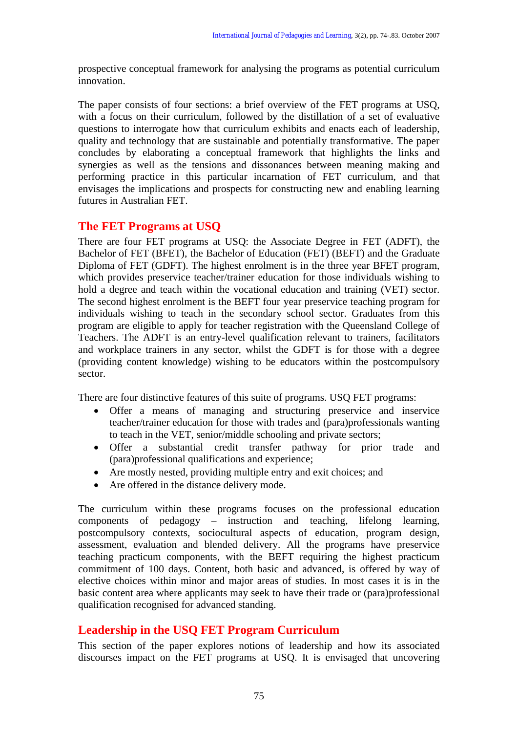prospective conceptual framework for analysing the programs as potential curriculum innovation.

The paper consists of four sections: a brief overview of the FET programs at USQ, with a focus on their curriculum, followed by the distillation of a set of evaluative questions to interrogate how that curriculum exhibits and enacts each of leadership, quality and technology that are sustainable and potentially transformative. The paper concludes by elaborating a conceptual framework that highlights the links and synergies as well as the tensions and dissonances between meaning making and performing practice in this particular incarnation of FET curriculum, and that envisages the implications and prospects for constructing new and enabling learning futures in Australian FET.

## The FET Programs at USQ

There are four FET programs at USQ: the Associate Degree in FET (ADFT), the Bachelor of FET (BFET), the Bachelor of Education (FET) (BEFT) and the Graduate Diploma of FET (GDFT). The highest enrolment is in the three year BFET program, which provides preservice teacher/trainer education for those individuals wishing to hold a degree and teach within the vocational education and training (VET) sector. The second highest enrolment is the BEFT four year preservice teaching program for individuals wishing to teach in the secondary school sector. Graduates from this program are eligible to apply for teacher registration with the Queensland College of Teachers. The ADFT is an entry-level qualification relevant to trainers, facilitators and workplace trainers in any sector, whilst the GDFT is for those with a degree (providing content knowledge) wishing to be educators within the postcompulsory sector.

There are four distinctive features of this suite of programs. USQ FET programs:

- Offer a means of managing and structuring preservice and inservice teacher/trainer education for those with trades and (para)professionals wanting to teach in the VET, senior/middle schooling and private sectors;
- Offer a substantial credit transfer pathway for prior trade and (para)professional qualifications and experience;
- Are mostly nested, providing multiple entry and exit choices; and
- Are offered in the distance delivery mode.

The curriculum within these programs focuses on the professional education components of pedagogy – instruction and teaching, lifelong learning, postcompulsory contexts, sociocultural aspects of education, program design, assessment, evaluation and blended delivery. All the programs have preservice teaching practicum components, with the BEFT requiring the highest practicum commitment of 100 days. Content, both basic and advanced, is offered by way of elective choices within minor and major areas of studies. In most cases it is in the basic content area where applicants may seek to have their trade or (para)professional qualification recognised for advanced standing.

## Leadership in the USQ FET Program Curriculum

This section of the paper explores notions of leadership and how its associated discourses impact on the FET programs at USQ. It is envisaged that uncovering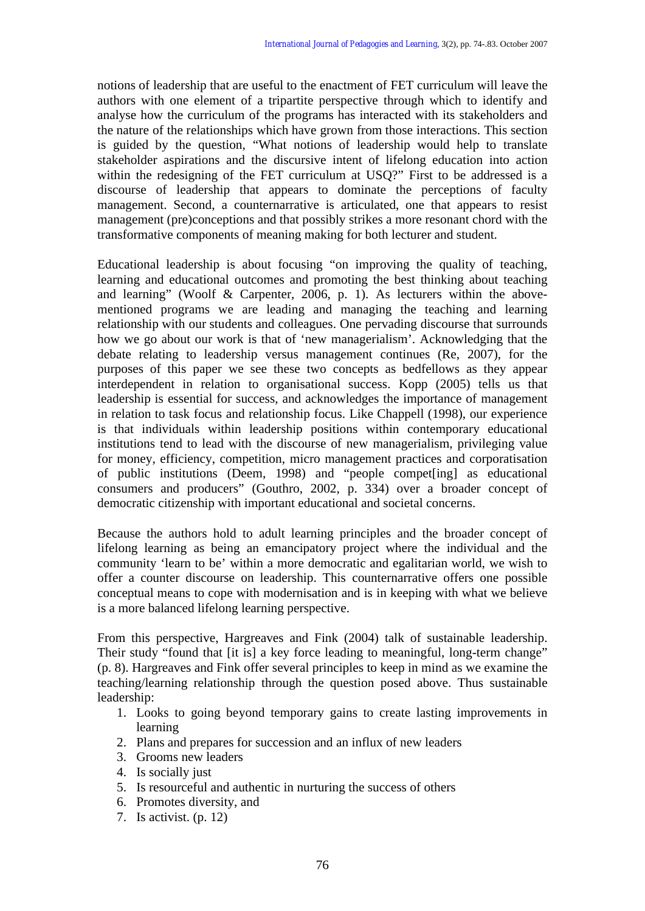notions of leadership that are useful to the enactment of FET curriculum will leave the authors with one element of a tripartite perspective through which to identify and analyse how the curriculum of the programs has interacted with its stakeholders and the nature of the relationships which have grown from those interactions. This section is guided by the question, "What notions of leadership would help to translate stakeholder aspirations and the discursive intent of lifelong education into action within the redesigning of the FET curriculum at USQ?" First to be addressed is a discourse of leadership that appears to dominate the perceptions of faculty management. Second, a counternarrative is articulated, one that appears to resist management (pre)conceptions and that possibly strikes a more resonant chord with the transformative components of meaning making for both lecturer and student.

Educational leadership is about focusing "on improving the quality of teaching, learning and educational outcomes and promoting the best thinking about teaching and learning" (Woolf & Carpenter, 2006, p. 1). As lecturers within the above-mentioned programs we are leading and managing the teaching and learning relationship with our students and colleagues. One pervading discourse that surrounds how we go about our work is that of 'new managerialism'. Acknowledging that the debate relating to leadership versus management continues (Re, 2007), for the purposes of this paper we see these two concepts as bedfellows as they appear interdependent in relation to organisational success. Kopp (2005) tells us that leadership is essential for success, and acknowledges the importance of management in relation to task focus and relationship focus. Like Chappell (1998), our experience is that individuals within leadership positions within contemporary educational institutions tend to lead with the discourse of new managerialism, privileging value for money, efficiency, competition, micro management practices and corporatisation of public institutions (Deem, 1998) and "people compet[ing] as educational consumers and producers" (Gouthro, 2002, p. 334) over a broader concept of democratic citizenship with important educational and societal concerns.

Because the authors hold to adult learning principles and the broader concept of lifelong learning as being an emancipatory project where the individual and the community 'learn to be' within a more democratic and egalitarian world, we wish to offer a counter discourse on leadership. This counternarrative offers one possible conceptual means to cope with modernisation and is in keeping with what we believe is a more balanced lifelong learning perspective.

From this perspective, Hargreaves and Fink (2004) talk of sustainable leadership. Their study "found that [it is] a key force leading to meaningful, long-term change" (p. 8). Hargreaves and Fink offer several principles to keep in mind as we examine the teaching/learning relationship through the question posed above. Thus sustainable leadership:

1. Looks to going beyond temporary gains to create lasting improvements in learning
2. Plans and prepares for succession and an influx of new leaders
3. Grooms new leaders
4. Is socially just
5. Is resourceful and authentic in nurturing the success of others
6. Promotes diversity, and
7. Is activist. (p. 12)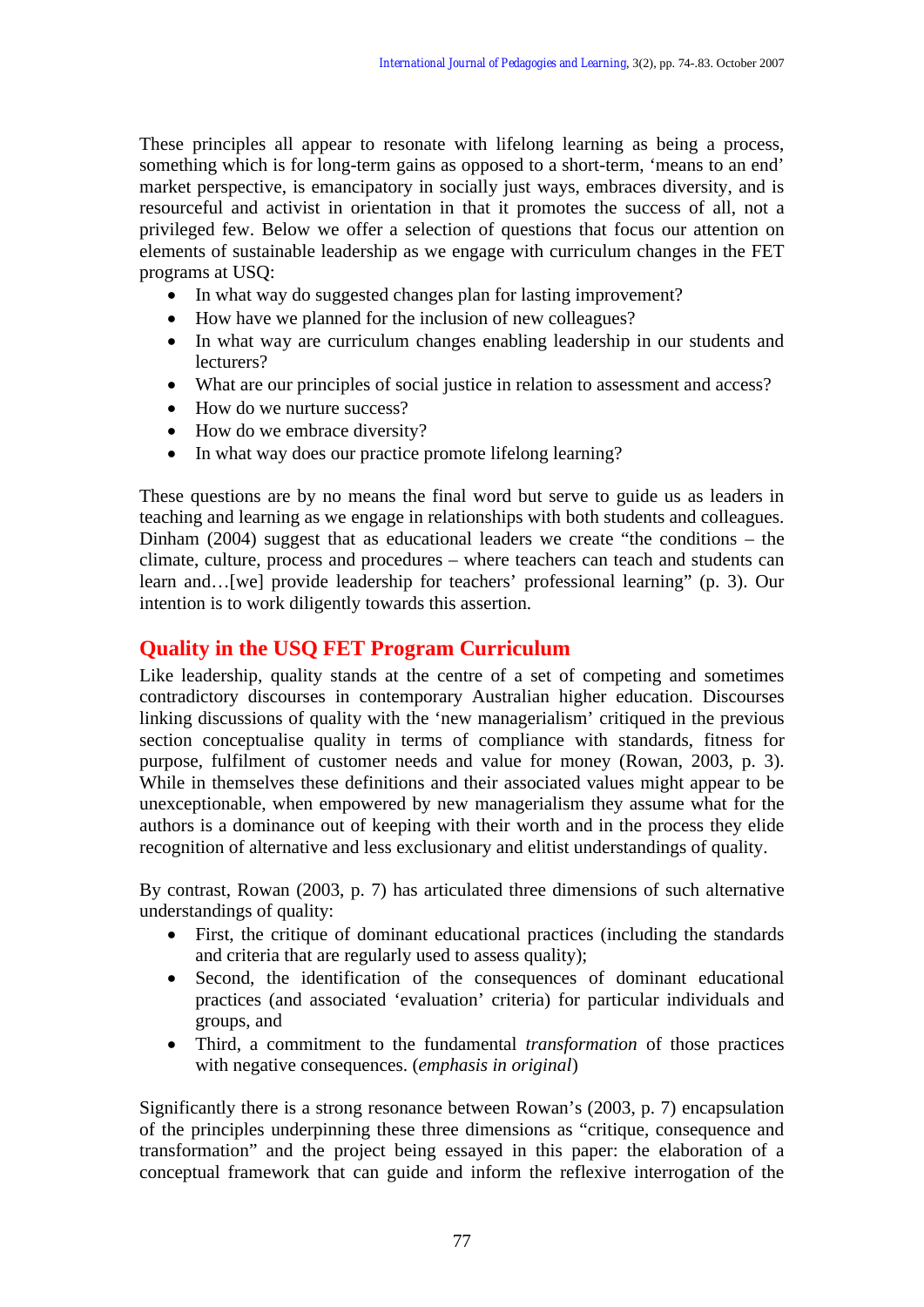These principles all appear to resonate with lifelong learning as being a process, something which is for long-term gains as opposed to a short-term, 'means to an end' market perspective, is emancipatory in socially just ways, embraces diversity, and is resourceful and activist in orientation in that it promotes the success of all, not a privileged few. Below we offer a selection of questions that focus our attention on elements of sustainable leadership as we engage with curriculum changes in the FET programs at USQ:

- In what way do suggested changes plan for lasting improvement?
- How have we planned for the inclusion of new colleagues?
- In what way are curriculum changes enabling leadership in our students and lecturers?
- What are our principles of social justice in relation to assessment and access?
- How do we nurture success?
- How do we embrace diversity?
- In what way does our practice promote lifelong learning?

These questions are by no means the final word but serve to guide us as leaders in teaching and learning as we engage in relationships with both students and colleagues. Dinham (2004) suggest that as educational leaders we create "the conditions – the climate, culture, process and procedures – where teachers can teach and students can learn and…[we] provide leadership for teachers' professional learning" (p. 3). Our intention is to work diligently towards this assertion.

## Quality in the USQ FET Program Curriculum

Like leadership, quality stands at the centre of a set of competing and sometimes contradictory discourses in contemporary Australian higher education. Discourses linking discussions of quality with the 'new managerialism' critiqued in the previous section conceptualise quality in terms of compliance with standards, fitness for purpose, fulfilment of customer needs and value for money (Rowan, 2003, p. 3). While in themselves these definitions and their associated values might appear to be unexceptionable, when empowered by new managerialism they assume what for the authors is a dominance out of keeping with their worth and in the process they elide recognition of alternative and less exclusionary and elitist understandings of quality.

By contrast, Rowan (2003, p. 7) has articulated three dimensions of such alternative understandings of quality:

- First, the critique of dominant educational practices (including the standards and criteria that are regularly used to assess quality);
- Second, the identification of the consequences of dominant educational practices (and associated 'evaluation' criteria) for particular individuals and groups, and
- Third, a commitment to the fundamental *transformation* of those practices with negative consequences. (*emphasis in original*)

Significantly there is a strong resonance between Rowan's (2003, p. 7) encapsulation of the principles underpinning these three dimensions as "critique, consequence and transformation" and the project being essayed in this paper: the elaboration of a conceptual framework that can guide and inform the reflexive interrogation of the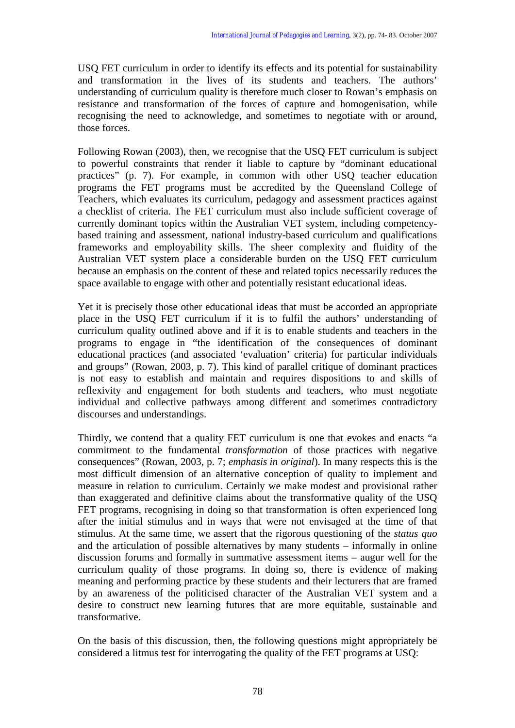USQ FET curriculum in order to identify its effects and its potential for sustainability and transformation in the lives of its students and teachers. The authors' understanding of curriculum quality is therefore much closer to Rowan's emphasis on resistance and transformation of the forces of capture and homogenisation, while recognising the need to acknowledge, and sometimes to negotiate with or around, those forces.

Following Rowan (2003), then, we recognise that the USQ FET curriculum is subject to powerful constraints that render it liable to capture by "dominant educational practices" (p. 7). For example, in common with other USQ teacher education programs the FET programs must be accredited by the Queensland College of Teachers, which evaluates its curriculum, pedagogy and assessment practices against a checklist of criteria. The FET curriculum must also include sufficient coverage of currently dominant topics within the Australian VET system, including competency-based training and assessment, national industry-based curriculum and qualifications frameworks and employability skills. The sheer complexity and fluidity of the Australian VET system place a considerable burden on the USQ FET curriculum because an emphasis on the content of these and related topics necessarily reduces the space available to engage with other and potentially resistant educational ideas.

Yet it is precisely those other educational ideas that must be accorded an appropriate place in the USQ FET curriculum if it is to fulfil the authors' understanding of curriculum quality outlined above and if it is to enable students and teachers in the programs to engage in "the identification of the consequences of dominant educational practices (and associated 'evaluation' criteria) for particular individuals and groups" (Rowan, 2003, p. 7). This kind of parallel critique of dominant practices is not easy to establish and maintain and requires dispositions to and skills of reflexivity and engagement for both students and teachers, who must negotiate individual and collective pathways among different and sometimes contradictory discourses and understandings.

Thirdly, we contend that a quality FET curriculum is one that evokes and enacts "a commitment to the fundamental *transformation* of those practices with negative consequences" (Rowan, 2003, p. 7; *emphasis in original*). In many respects this is the most difficult dimension of an alternative conception of quality to implement and measure in relation to curriculum. Certainly we make modest and provisional rather than exaggerated and definitive claims about the transformative quality of the USQ FET programs, recognising in doing so that transformation is often experienced long after the initial stimulus and in ways that were not envisaged at the time of that stimulus. At the same time, we assert that the rigorous questioning of the *status quo* and the articulation of possible alternatives by many students – informally in online discussion forums and formally in summative assessment items – augur well for the curriculum quality of those programs. In doing so, there is evidence of making meaning and performing practice by these students and their lecturers that are framed by an awareness of the politicised character of the Australian VET system and a desire to construct new learning futures that are more equitable, sustainable and transformative.

On the basis of this discussion, then, the following questions might appropriately be considered a litmus test for interrogating the quality of the FET programs at USQ: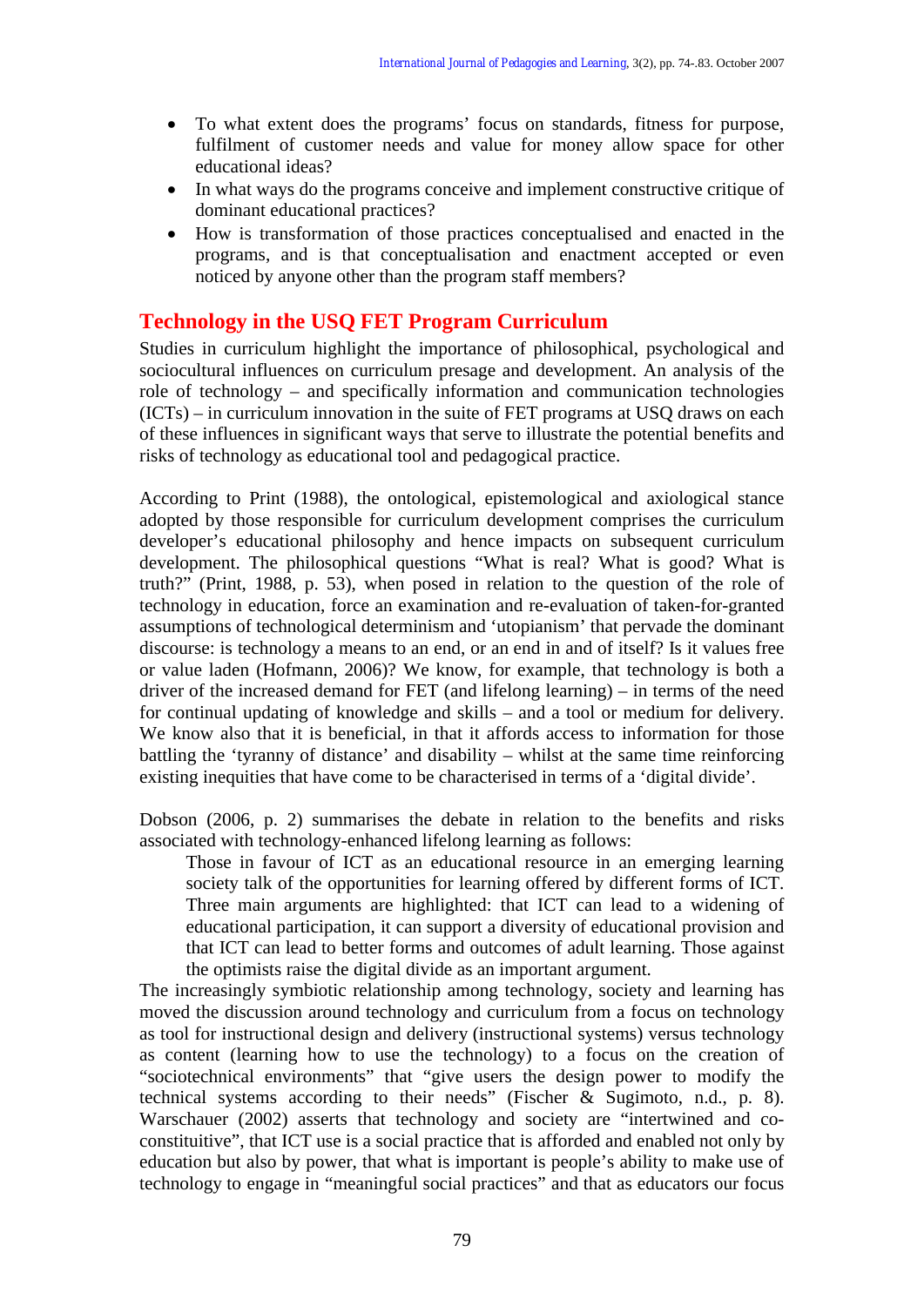- To what extent does the programs' focus on standards, fitness for purpose, fulfilment of customer needs and value for money allow space for other educational ideas?
- In what ways do the programs conceive and implement constructive critique of dominant educational practices?
- How is transformation of those practices conceptualised and enacted in the programs, and is that conceptualisation and enactment accepted or even noticed by anyone other than the program staff members?

## Technology in the USQ FET Program Curriculum

Studies in curriculum highlight the importance of philosophical, psychological and sociocultural influences on curriculum presage and development. An analysis of the role of technology – and specifically information and communication technologies (ICTs) – in curriculum innovation in the suite of FET programs at USQ draws on each of these influences in significant ways that serve to illustrate the potential benefits and risks of technology as educational tool and pedagogical practice.

According to Print (1988), the ontological, epistemological and axiological stance adopted by those responsible for curriculum development comprises the curriculum developer's educational philosophy and hence impacts on subsequent curriculum development. The philosophical questions "What is real? What is good? What is truth?" (Print, 1988, p. 53), when posed in relation to the question of the role of technology in education, force an examination and re-evaluation of taken-for-granted assumptions of technological determinism and 'utopianism' that pervade the dominant discourse: is technology a means to an end, or an end in and of itself? Is it values free or value laden (Hofmann, 2006)? We know, for example, that technology is both a driver of the increased demand for FET (and lifelong learning) – in terms of the need for continual updating of knowledge and skills – and a tool or medium for delivery. We know also that it is beneficial, in that it affords access to information for those battling the 'tyranny of distance' and disability – whilst at the same time reinforcing existing inequities that have come to be characterised in terms of a 'digital divide'.

Dobson (2006, p. 2) summarises the debate in relation to the benefits and risks associated with technology-enhanced lifelong learning as follows:

> Those in favour of ICT as an educational resource in an emerging learning society talk of the opportunities for learning offered by different forms of ICT. Three main arguments are highlighted: that ICT can lead to a widening of educational participation, it can support a diversity of educational provision and that ICT can lead to better forms and outcomes of adult learning. Those against the optimists raise the digital divide as an important argument.

The increasingly symbiotic relationship among technology, society and learning has moved the discussion around technology and curriculum from a focus on technology as tool for instructional design and delivery (instructional systems) versus technology as content (learning how to use the technology) to a focus on the creation of "sociotechnical environments" that "give users the design power to modify the technical systems according to their needs" (Fischer & Sugimoto, n.d., p. 8). Warschauer (2002) asserts that technology and society are "intertwined and co-constituitive", that ICT use is a social practice that is afforded and enabled not only by education but also by power, that what is important is people's ability to make use of technology to engage in "meaningful social practices" and that as educators our focus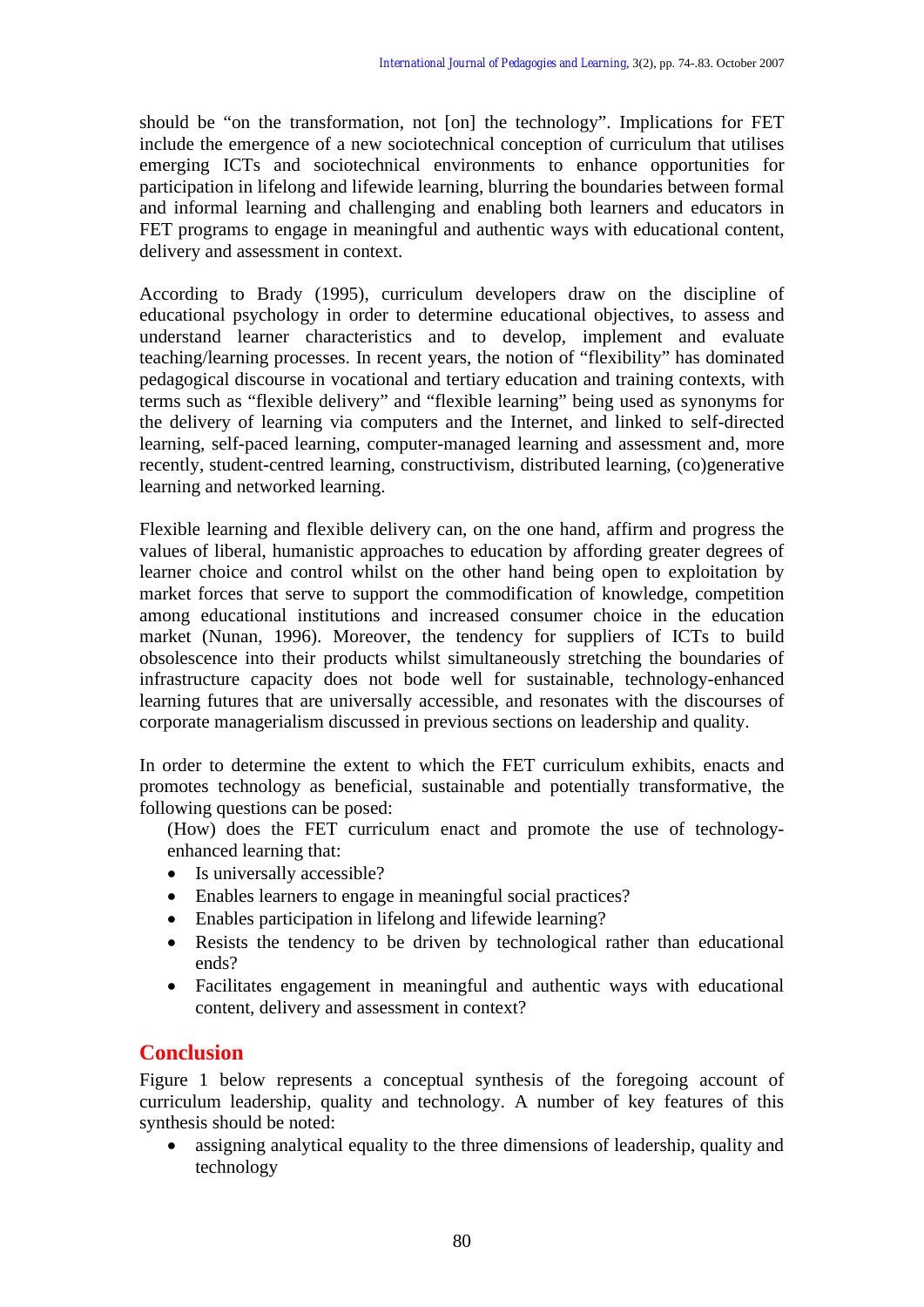should be "on the transformation, not [on] the technology". Implications for FET include the emergence of a new sociotechnical conception of curriculum that utilises emerging ICTs and sociotechnical environments to enhance opportunities for participation in lifelong and lifewide learning, blurring the boundaries between formal and informal learning and challenging and enabling both learners and educators in FET programs to engage in meaningful and authentic ways with educational content, delivery and assessment in context.

According to Brady (1995), curriculum developers draw on the discipline of educational psychology in order to determine educational objectives, to assess and understand learner characteristics and to develop, implement and evaluate teaching/learning processes. In recent years, the notion of "flexibility" has dominated pedagogical discourse in vocational and tertiary education and training contexts, with terms such as "flexible delivery" and "flexible learning" being used as synonyms for the delivery of learning via computers and the Internet, and linked to self-directed learning, self-paced learning, computer-managed learning and assessment and, more recently, student-centred learning, constructivism, distributed learning, (co)generative learning and networked learning.

Flexible learning and flexible delivery can, on the one hand, affirm and progress the values of liberal, humanistic approaches to education by affording greater degrees of learner choice and control whilst on the other hand being open to exploitation by market forces that serve to support the commodification of knowledge, competition among educational institutions and increased consumer choice in the education market (Nunan, 1996). Moreover, the tendency for suppliers of ICTs to build obsolescence into their products whilst simultaneously stretching the boundaries of infrastructure capacity does not bode well for sustainable, technology-enhanced learning futures that are universally accessible, and resonates with the discourses of corporate managerialism discussed in previous sections on leadership and quality.

In order to determine the extent to which the FET curriculum exhibits, enacts and promotes technology as beneficial, sustainable and potentially transformative, the following questions can be posed:

(How) does the FET curriculum enact and promote the use of technology-enhanced learning that:

- Is universally accessible?
- Enables learners to engage in meaningful social practices?
- Enables participation in lifelong and lifewide learning?
- Resists the tendency to be driven by technological rather than educational ends?
- Facilitates engagement in meaningful and authentic ways with educational content, delivery and assessment in context?

## Conclusion

Figure 1 below represents a conceptual synthesis of the foregoing account of curriculum leadership, quality and technology. A number of key features of this synthesis should be noted:

- assigning analytical equality to the three dimensions of leadership, quality and technology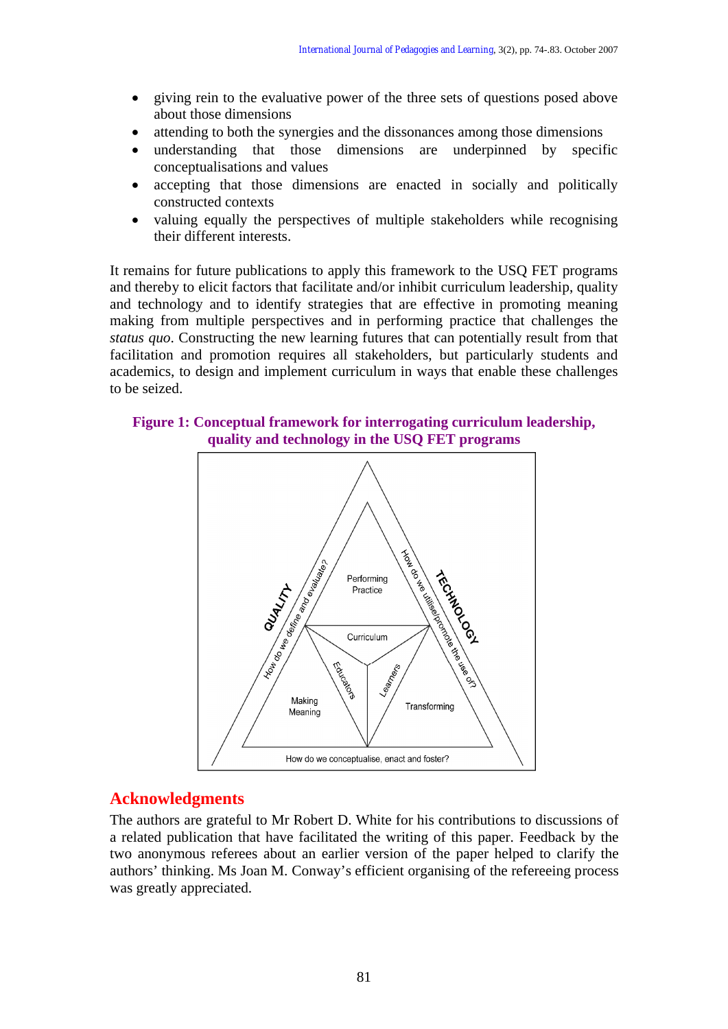- giving rein to the evaluative power of the three sets of questions posed above about those dimensions
- attending to both the synergies and the dissonances among those dimensions
- understanding that those dimensions are underpinned by specific conceptualisations and values
- accepting that those dimensions are enacted in socially and politically constructed contexts
- valuing equally the perspectives of multiple stakeholders while recognising their different interests.

It remains for future publications to apply this framework to the USQ FET programs and thereby to elicit factors that facilitate and/or inhibit curriculum leadership, quality and technology and to identify strategies that are effective in promoting meaning making from multiple perspectives and in performing practice that challenges the *status quo*. Constructing the new learning futures that can potentially result from that facilitation and promotion requires all stakeholders, but particularly students and academics, to design and implement curriculum in ways that enable these challenges to be seized.

**Figure 1: Conceptual framework for interrogating curriculum leadership, quality and technology in the USQ FET programs**

QUALITY — How do we define and evaluate?

TECHNOLOGY — How do we utilise/promote the use of?

Performing Practice

Curriculum

Educators

Learners

Making Meaning

Transforming

How do we conceptualise, enact and foster?

## Acknowledgments

The authors are grateful to Mr Robert D. White for his contributions to discussions of a related publication that have facilitated the writing of this paper. Feedback by the two anonymous referees about an earlier version of the paper helped to clarify the authors' thinking. Ms Joan M. Conway's efficient organising of the refereeing process was greatly appreciated.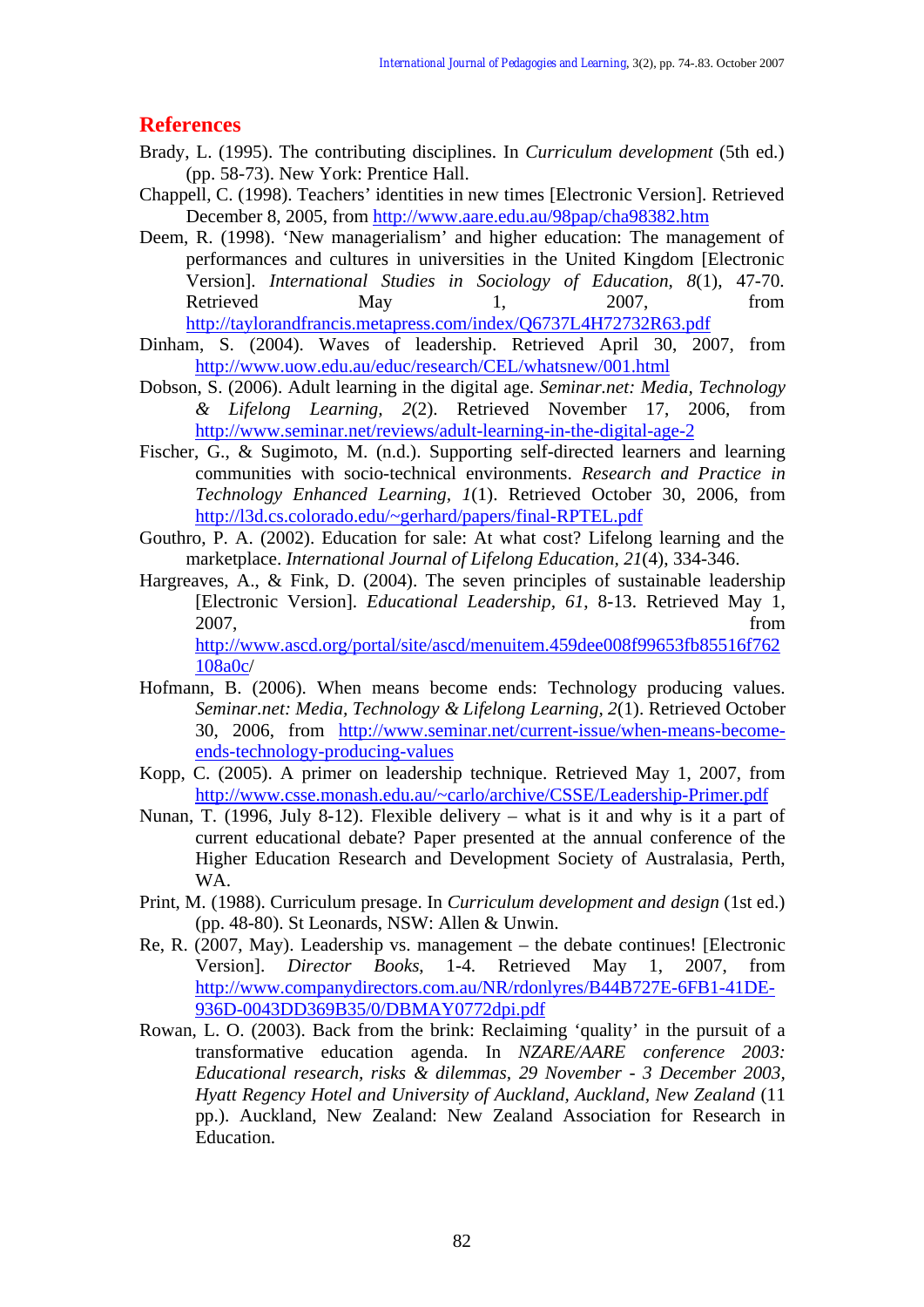## References

Brady, L. (1995). The contributing disciplines. In *Curriculum development* (5th ed.) (pp. 58-73). New York: Prentice Hall.

Chappell, C. (1998). Teachers' identities in new times [Electronic Version]. Retrieved December 8, 2005, from http://www.aare.edu.au/98pap/cha98382.htm

Deem, R. (1998). 'New managerialism' and higher education: The management of performances and cultures in universities in the United Kingdom [Electronic Version]. *International Studies in Sociology of Education*, *8*(1), 47-70. Retrieved May 1, 2007, from http://taylorandfrancis.metapress.com/index/Q6737L4H72732R63.pdf

Dinham, S. (2004). Waves of leadership. Retrieved April 30, 2007, from http://www.uow.edu.au/educ/research/CEL/whatsnew/001.html

Dobson, S. (2006). Adult learning in the digital age. *Seminar.net: Media, Technology & Lifelong Learning, 2*(2). Retrieved November 17, 2006, from http://www.seminar.net/reviews/adult-learning-in-the-digital-age-2

Fischer, G., & Sugimoto, M. (n.d.). Supporting self-directed learners and learning communities with socio-technical environments. *Research and Practice in Technology Enhanced Learning, 1*(1). Retrieved October 30, 2006, from http://l3d.cs.colorado.edu/~gerhard/papers/final-RPTEL.pdf

Gouthro, P. A. (2002). Education for sale: At what cost? Lifelong learning and the marketplace. *International Journal of Lifelong Education, 21*(4), 334-346.

Hargreaves, A., & Fink, D. (2004). The seven principles of sustainable leadership [Electronic Version]. *Educational Leadership*, *61*, 8-13. Retrieved May 1, 2007, from http://www.ascd.org/portal/site/ascd/menuitem.459dee008f99653fb85516f762108a0c/

Hofmann, B. (2006). When means become ends: Technology producing values. *Seminar.net: Media, Technology & Lifelong Learning, 2*(1). Retrieved October 30, 2006, from http://www.seminar.net/current-issue/when-means-become-ends-technology-producing-values

Kopp, C. (2005). A primer on leadership technique. Retrieved May 1, 2007, from http://www.csse.monash.edu.au/~carlo/archive/CSSE/Leadership-Primer.pdf

Nunan, T. (1996, July 8-12). Flexible delivery – what is it and why is it a part of current educational debate? Paper presented at the annual conference of the Higher Education Research and Development Society of Australasia, Perth, WA.

Print, M. (1988). Curriculum presage. In *Curriculum development and design* (1st ed.) (pp. 48-80). St Leonards, NSW: Allen & Unwin.

Re, R. (2007, May). Leadership vs. management – the debate continues! [Electronic Version]. *Director Books*, 1-4. Retrieved May 1, 2007, from http://www.companydirectors.com.au/NR/rdonlyres/B44B727E-6FB1-41DE-936D-0043DD369B35/0/DBMAY0772dpi.pdf

Rowan, L. O. (2003). Back from the brink: Reclaiming 'quality' in the pursuit of a transformative education agenda. In *NZARE/AARE conference 2003: Educational research, risks & dilemmas, 29 November - 3 December 2003, Hyatt Regency Hotel and University of Auckland, Auckland, New Zealand* (11 pp.). Auckland, New Zealand: New Zealand Association for Research in Education.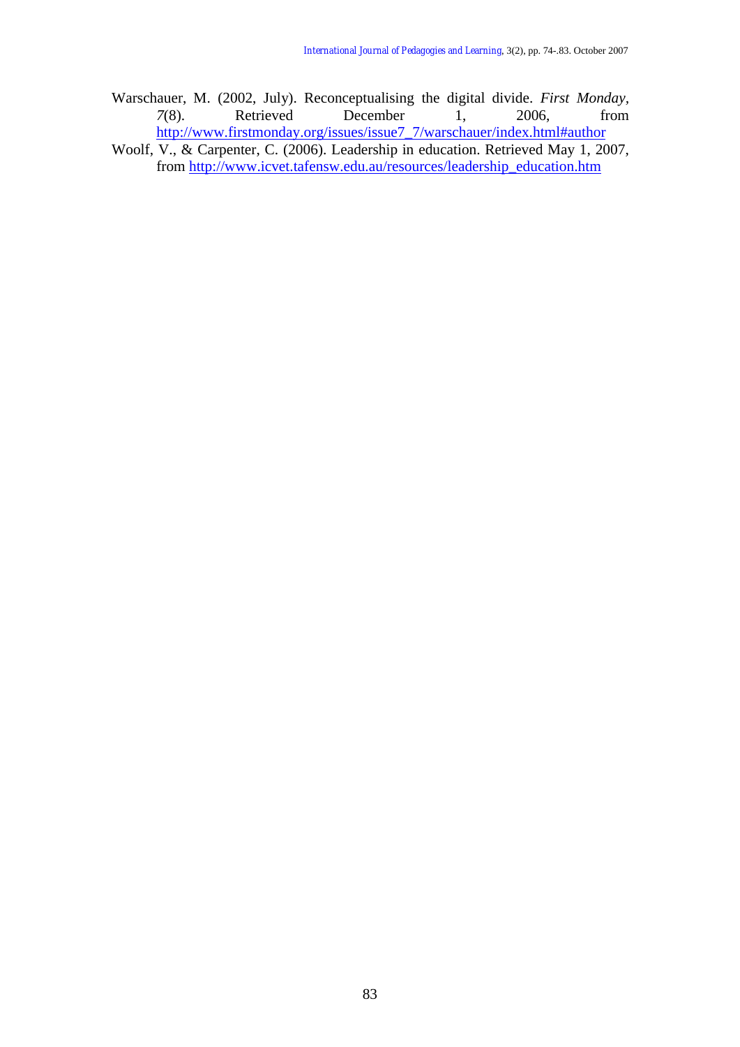Warschauer, M. (2002, July). Reconceptualising the digital divide. *First Monday, 7*(8). Retrieved December 1, 2006, from http://www.firstmonday.org/issues/issue7_7/warschauer/index.html#author

Woolf, V., & Carpenter, C. (2006). Leadership in education. Retrieved May 1, 2007, from http://www.icvet.tafensw.edu.au/resources/leadership_education.htm